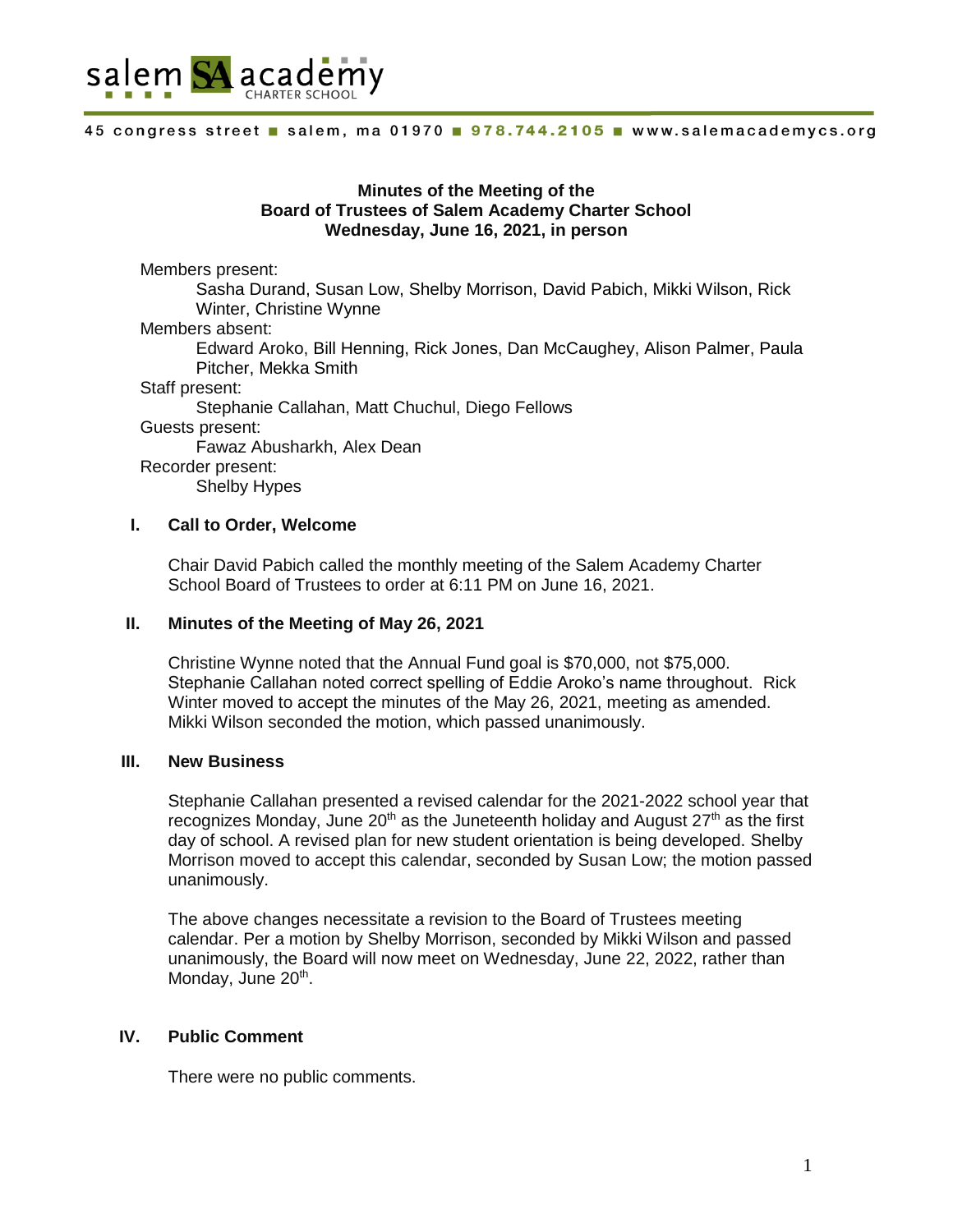salem SA academy CHARTER SCHOOL

45 congress street ■ salem, ma 01970 ■ 978.744.2105 ■ www.salemacademycs.org

**Minutes of the Meeting of the**
**Board of Trustees of Salem Academy Charter School**
**Wednesday, June 16, 2021, in person**

Members present:
Sasha Durand, Susan Low, Shelby Morrison, David Pabich, Mikki Wilson, Rick Winter, Christine Wynne

Members absent:
Edward Aroko, Bill Henning, Rick Jones, Dan McCaughey, Alison Palmer, Paula Pitcher, Mekka Smith

Staff present:
Stephanie Callahan, Matt Chuchul, Diego Fellows

Guests present:
Fawaz Abusharkh, Alex Dean

Recorder present:
Shelby Hypes

## I. Call to Order, Welcome

Chair David Pabich called the monthly meeting of the Salem Academy Charter School Board of Trustees to order at 6:11 PM on June 16, 2021.

## II. Minutes of the Meeting of May 26, 2021

Christine Wynne noted that the Annual Fund goal is $70,000, not $75,000. Stephanie Callahan noted correct spelling of Eddie Aroko's name throughout. Rick Winter moved to accept the minutes of the May 26, 2021, meeting as amended. Mikki Wilson seconded the motion, which passed unanimously.

## III. New Business

Stephanie Callahan presented a revised calendar for the 2021-2022 school year that recognizes Monday, June 20th as the Juneteenth holiday and August 27th as the first day of school. A revised plan for new student orientation is being developed. Shelby Morrison moved to accept this calendar, seconded by Susan Low; the motion passed unanimously.

The above changes necessitate a revision to the Board of Trustees meeting calendar. Per a motion by Shelby Morrison, seconded by Mikki Wilson and passed unanimously, the Board will now meet on Wednesday, June 22, 2022, rather than Monday, June 20th.

## IV. Public Comment

There were no public comments.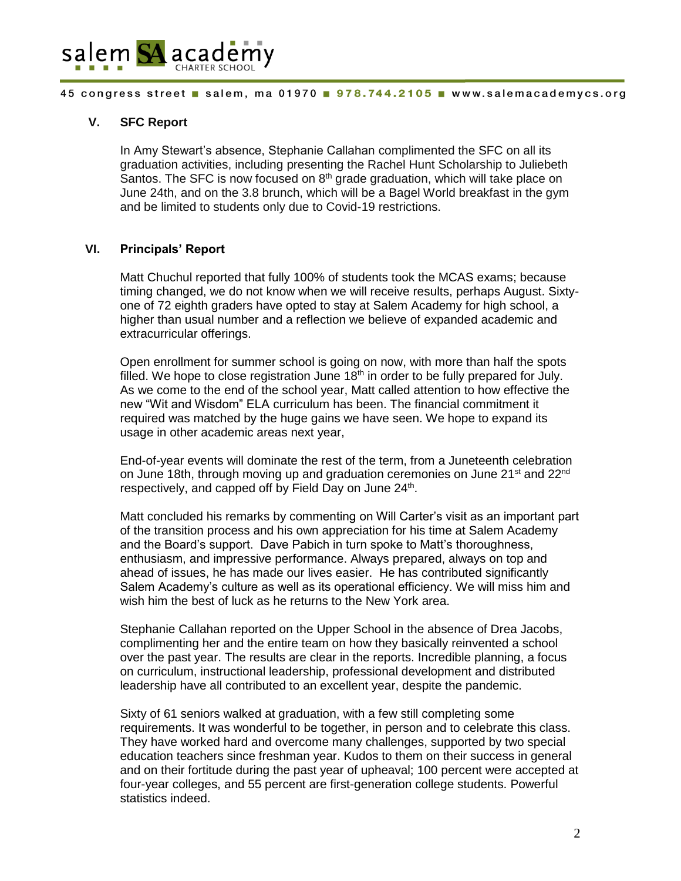## V. SFC Report

In Amy Stewart's absence, Stephanie Callahan complimented the SFC on all its graduation activities, including presenting the Rachel Hunt Scholarship to Juliebeth Santos. The SFC is now focused on 8th grade graduation, which will take place on June 24th, and on the 3.8 brunch, which will be a Bagel World breakfast in the gym and be limited to students only due to Covid-19 restrictions.

## VI. Principals' Report

Matt Chuchul reported that fully 100% of students took the MCAS exams; because timing changed, we do not know when we will receive results, perhaps August. Sixty-one of 72 eighth graders have opted to stay at Salem Academy for high school, a higher than usual number and a reflection we believe of expanded academic and extracurricular offerings.

Open enrollment for summer school is going on now, with more than half the spots filled. We hope to close registration June 18th in order to be fully prepared for July. As we come to the end of the school year, Matt called attention to how effective the new "Wit and Wisdom" ELA curriculum has been. The financial commitment it required was matched by the huge gains we have seen. We hope to expand its usage in other academic areas next year,

End-of-year events will dominate the rest of the term, from a Juneteenth celebration on June 18th, through moving up and graduation ceremonies on June 21st and 22nd respectively, and capped off by Field Day on June 24th.

Matt concluded his remarks by commenting on Will Carter's visit as an important part of the transition process and his own appreciation for his time at Salem Academy and the Board's support. Dave Pabich in turn spoke to Matt's thoroughness, enthusiasm, and impressive performance. Always prepared, always on top and ahead of issues, he has made our lives easier. He has contributed significantly Salem Academy's culture as well as its operational efficiency. We will miss him and wish him the best of luck as he returns to the New York area.

Stephanie Callahan reported on the Upper School in the absence of Drea Jacobs, complimenting her and the entire team on how they basically reinvented a school over the past year. The results are clear in the reports. Incredible planning, a focus on curriculum, instructional leadership, professional development and distributed leadership have all contributed to an excellent year, despite the pandemic.

Sixty of 61 seniors walked at graduation, with a few still completing some requirements. It was wonderful to be together, in person and to celebrate this class. They have worked hard and overcome many challenges, supported by two special education teachers since freshman year. Kudos to them on their success in general and on their fortitude during the past year of upheaval; 100 percent were accepted at four-year colleges, and 55 percent are first-generation college students. Powerful statistics indeed.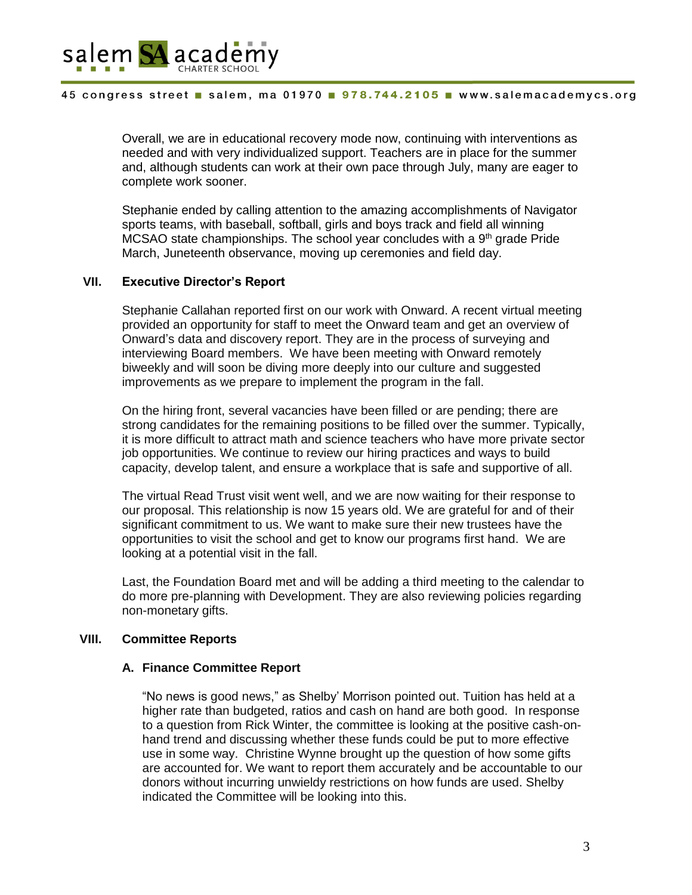Overall, we are in educational recovery mode now, continuing with interventions as needed and with very individualized support. Teachers are in place for the summer and, although students can work at their own pace through July, many are eager to complete work sooner.

Stephanie ended by calling attention to the amazing accomplishments of Navigator sports teams, with baseball, softball, girls and boys track and field all winning MCSAO state championships. The school year concludes with a 9th grade Pride March, Juneteenth observance, moving up ceremonies and field day.

## VII. Executive Director's Report

Stephanie Callahan reported first on our work with Onward. A recent virtual meeting provided an opportunity for staff to meet the Onward team and get an overview of Onward's data and discovery report. They are in the process of surveying and interviewing Board members. We have been meeting with Onward remotely biweekly and will soon be diving more deeply into our culture and suggested improvements as we prepare to implement the program in the fall.

On the hiring front, several vacancies have been filled or are pending; there are strong candidates for the remaining positions to be filled over the summer. Typically, it is more difficult to attract math and science teachers who have more private sector job opportunities. We continue to review our hiring practices and ways to build capacity, develop talent, and ensure a workplace that is safe and supportive of all.

The virtual Read Trust visit went well, and we are now waiting for their response to our proposal. This relationship is now 15 years old. We are grateful for and of their significant commitment to us. We want to make sure their new trustees have the opportunities to visit the school and get to know our programs first hand. We are looking at a potential visit in the fall.

Last, the Foundation Board met and will be adding a third meeting to the calendar to do more pre-planning with Development. They are also reviewing policies regarding non-monetary gifts.

## VIII. Committee Reports

### A. Finance Committee Report

"No news is good news," as Shelby' Morrison pointed out. Tuition has held at a higher rate than budgeted, ratios and cash on hand are both good. In response to a question from Rick Winter, the committee is looking at the positive cash-on-hand trend and discussing whether these funds could be put to more effective use in some way. Christine Wynne brought up the question of how some gifts are accounted for. We want to report them accurately and be accountable to our donors without incurring unwieldy restrictions on how funds are used. Shelby indicated the Committee will be looking into this.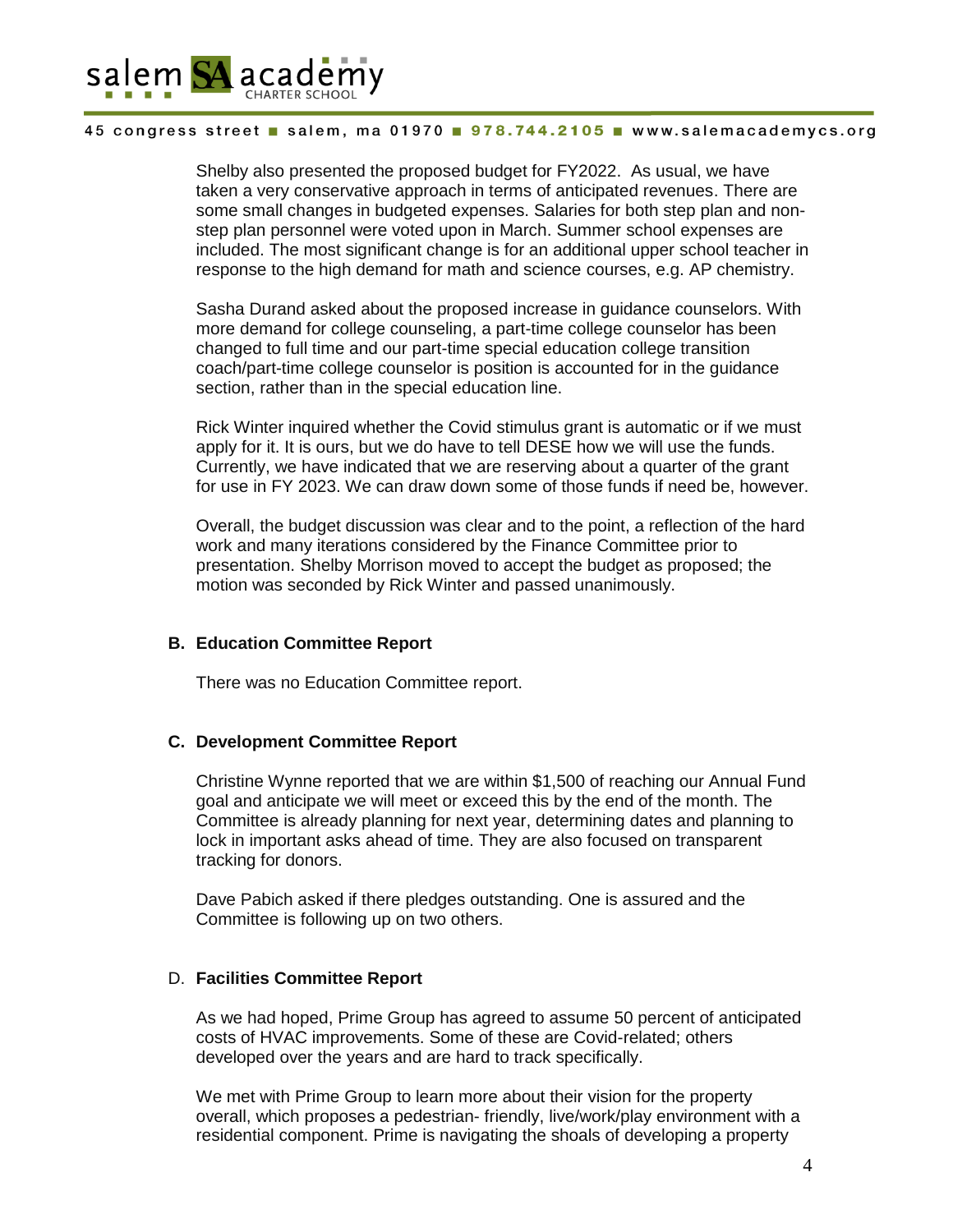Shelby also presented the proposed budget for FY2022. As usual, we have taken a very conservative approach in terms of anticipated revenues. There are some small changes in budgeted expenses. Salaries for both step plan and non-step plan personnel were voted upon in March. Summer school expenses are included. The most significant change is for an additional upper school teacher in response to the high demand for math and science courses, e.g. AP chemistry.

Sasha Durand asked about the proposed increase in guidance counselors. With more demand for college counseling, a part-time college counselor has been changed to full time and our part-time special education college transition coach/part-time college counselor is position is accounted for in the guidance section, rather than in the special education line.

Rick Winter inquired whether the Covid stimulus grant is automatic or if we must apply for it. It is ours, but we do have to tell DESE how we will use the funds. Currently, we have indicated that we are reserving about a quarter of the grant for use in FY 2023. We can draw down some of those funds if need be, however.

Overall, the budget discussion was clear and to the point, a reflection of the hard work and many iterations considered by the Finance Committee prior to presentation. Shelby Morrison moved to accept the budget as proposed; the motion was seconded by Rick Winter and passed unanimously.

**B. Education Committee Report**

There was no Education Committee report.

**C. Development Committee Report**

Christine Wynne reported that we are within $1,500 of reaching our Annual Fund goal and anticipate we will meet or exceed this by the end of the month. The Committee is already planning for next year, determining dates and planning to lock in important asks ahead of time. They are also focused on transparent tracking for donors.

Dave Pabich asked if there pledges outstanding. One is assured and the Committee is following up on two others.

D. **Facilities Committee Report**

As we had hoped, Prime Group has agreed to assume 50 percent of anticipated costs of HVAC improvements. Some of these are Covid-related; others developed over the years and are hard to track specifically.

We met with Prime Group to learn more about their vision for the property overall, which proposes a pedestrian- friendly, live/work/play environment with a residential component. Prime is navigating the shoals of developing a property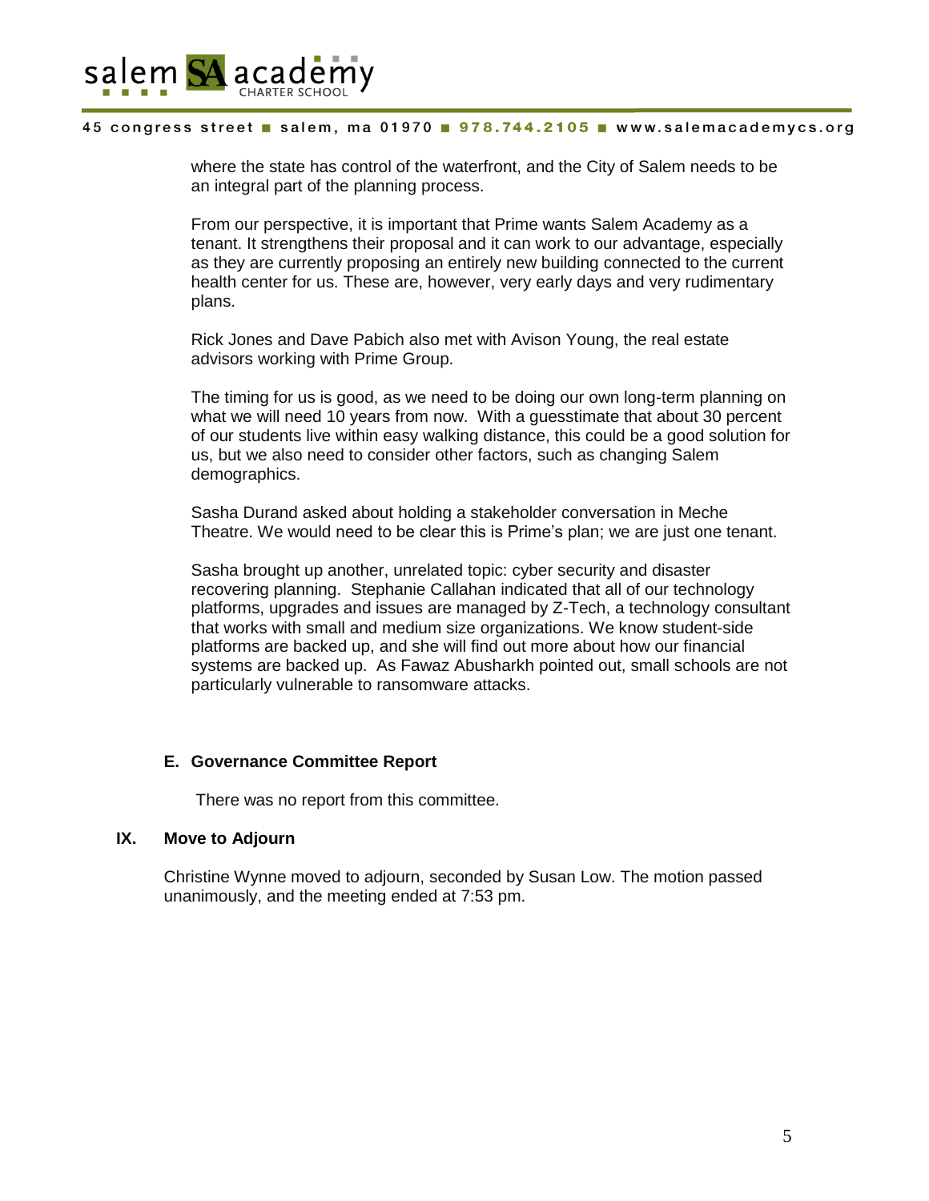where the state has control of the waterfront, and the City of Salem needs to be an integral part of the planning process.

From our perspective, it is important that Prime wants Salem Academy as a tenant. It strengthens their proposal and it can work to our advantage, especially as they are currently proposing an entirely new building connected to the current health center for us. These are, however, very early days and very rudimentary plans.

Rick Jones and Dave Pabich also met with Avison Young, the real estate advisors working with Prime Group.

The timing for us is good, as we need to be doing our own long-term planning on what we will need 10 years from now. With a guesstimate that about 30 percent of our students live within easy walking distance, this could be a good solution for us, but we also need to consider other factors, such as changing Salem demographics.

Sasha Durand asked about holding a stakeholder conversation in Meche Theatre. We would need to be clear this is Prime's plan; we are just one tenant.

Sasha brought up another, unrelated topic: cyber security and disaster recovering planning. Stephanie Callahan indicated that all of our technology platforms, upgrades and issues are managed by Z-Tech, a technology consultant that works with small and medium size organizations. We know student-side platforms are backed up, and she will find out more about how our financial systems are backed up. As Fawaz Abusharkh pointed out, small schools are not particularly vulnerable to ransomware attacks.

### E. Governance Committee Report

There was no report from this committee.

## IX. Move to Adjourn

Christine Wynne moved to adjourn, seconded by Susan Low. The motion passed unanimously, and the meeting ended at 7:53 pm.